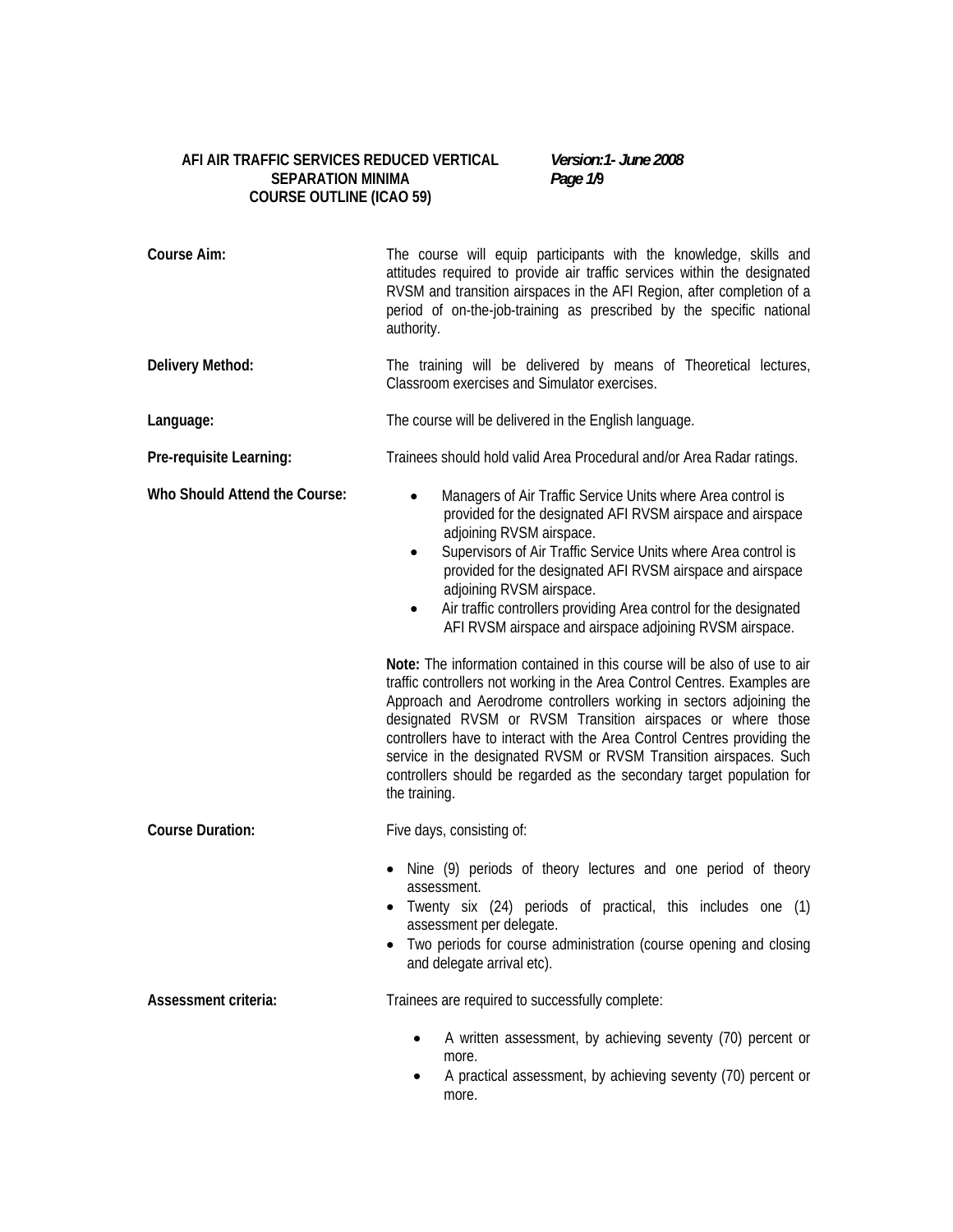# AFI AIR TRAFFIC SERVICES REDUCED VERTICAL SEPARATION MINIMA COURSE OUTLINE (ICAO 59)

***Version:1- June 2008***

**Course Aim:**

The course will equip participants with the knowledge, skills and attitudes required to provide air traffic services within the designated RVSM and transition airspaces in the AFI Region, after completion of a period of on-the-job-training as prescribed by the specific national authority.

**Delivery Method:**

The training will be delivered by means of Theoretical lectures, Classroom exercises and Simulator exercises.

**Language:**

The course will be delivered in the English language.

**Pre-requisite Learning:**

Trainees should hold valid Area Procedural and/or Area Radar ratings.

**Who Should Attend the Course:**

- Managers of Air Traffic Service Units where Area control is provided for the designated AFI RVSM airspace and airspace adjoining RVSM airspace.
- Supervisors of Air Traffic Service Units where Area control is provided for the designated AFI RVSM airspace and airspace adjoining RVSM airspace.
- Air traffic controllers providing Area control for the designated AFI RVSM airspace and airspace adjoining RVSM airspace.

**Note:** The information contained in this course will be also of use to air traffic controllers not working in the Area Control Centres. Examples are Approach and Aerodrome controllers working in sectors adjoining the designated RVSM or RVSM Transition airspaces or where those controllers have to interact with the Area Control Centres providing the service in the designated RVSM or RVSM Transition airspaces. Such controllers should be regarded as the secondary target population for the training.

**Course Duration:**

Five days, consisting of:

- Nine (9) periods of theory lectures and one period of theory assessment.
- Twenty six (24) periods of practical, this includes one (1) assessment per delegate.
- Two periods for course administration (course opening and closing and delegate arrival etc).

**Assessment criteria:**

Trainees are required to successfully complete:

- A written assessment, by achieving seventy (70) percent or more.
- A practical assessment, by achieving seventy (70) percent or more.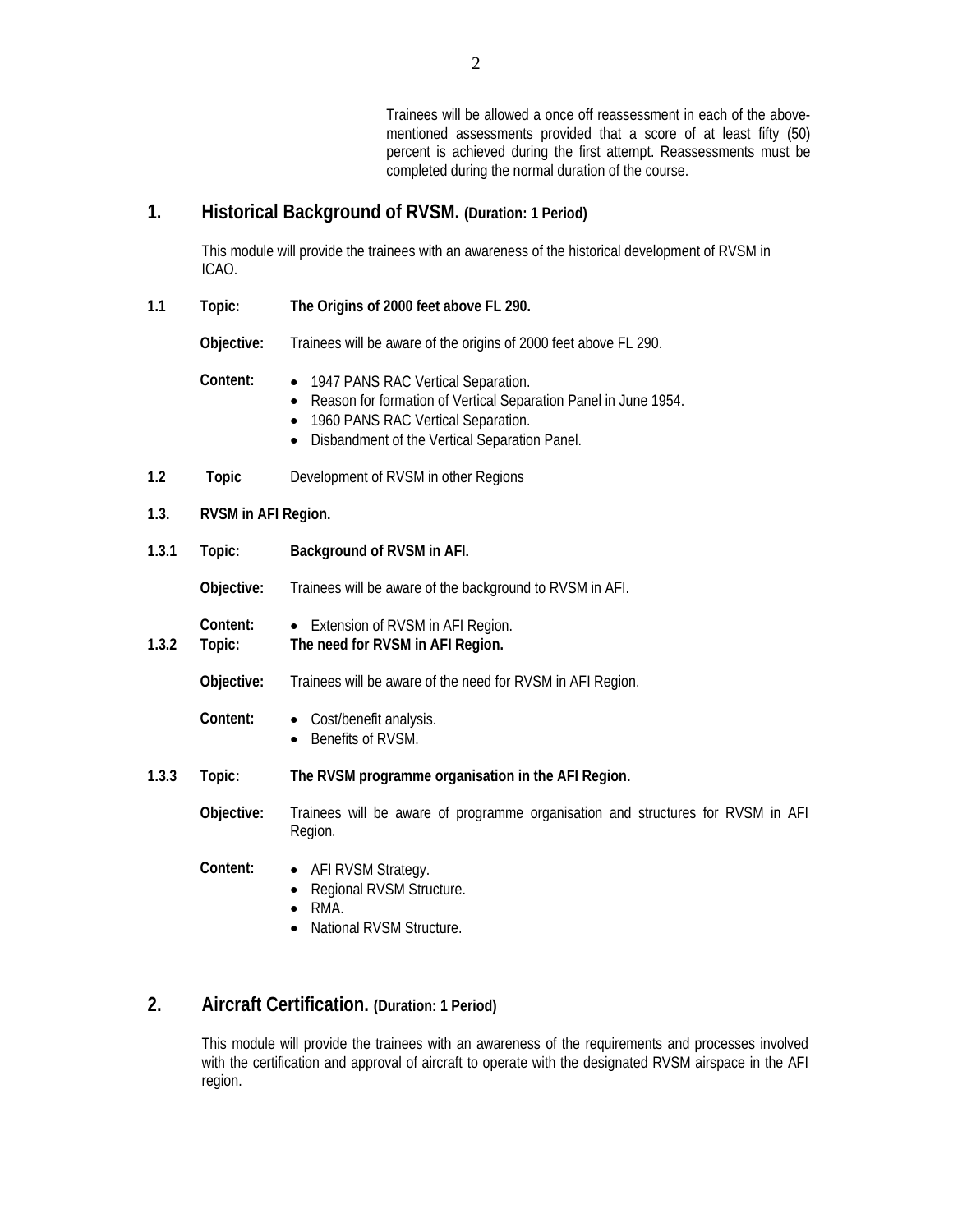Trainees will be allowed a once off reassessment in each of the above-mentioned assessments provided that a score of at least fifty (50) percent is achieved during the first attempt. Reassessments must be completed during the normal duration of the course.

## 1. Historical Background of RVSM. (Duration: 1 Period)

This module will provide the trainees with an awareness of the historical development of RVSM in ICAO.

**1.1 Topic: The Origins of 2000 feet above FL 290.**

**Objective:** Trainees will be aware of the origins of 2000 feet above FL 290.

**Content:**

- 1947 PANS RAC Vertical Separation.
- Reason for formation of Vertical Separation Panel in June 1954.
- 1960 PANS RAC Vertical Separation.
- Disbandment of the Vertical Separation Panel.

**1.2 Topic** Development of RVSM in other Regions

**1.3. RVSM in AFI Region.**

**1.3.1 Topic: Background of RVSM in AFI.**

**Objective:** Trainees will be aware of the background to RVSM in AFI.

**Content:**

- Extension of RVSM in AFI Region.

**1.3.2 Topic: The need for RVSM in AFI Region.**

**Objective:** Trainees will be aware of the need for RVSM in AFI Region.

**Content:**

- Cost/benefit analysis.
- Benefits of RVSM.

**1.3.3 Topic: The RVSM programme organisation in the AFI Region.**

**Objective:** Trainees will be aware of programme organisation and structures for RVSM in AFI Region.

**Content:**

- AFI RVSM Strategy.
- Regional RVSM Structure.
- RMA.
- National RVSM Structure.

## 2. Aircraft Certification. (Duration: 1 Period)

This module will provide the trainees with an awareness of the requirements and processes involved with the certification and approval of aircraft to operate with the designated RVSM airspace in the AFI region.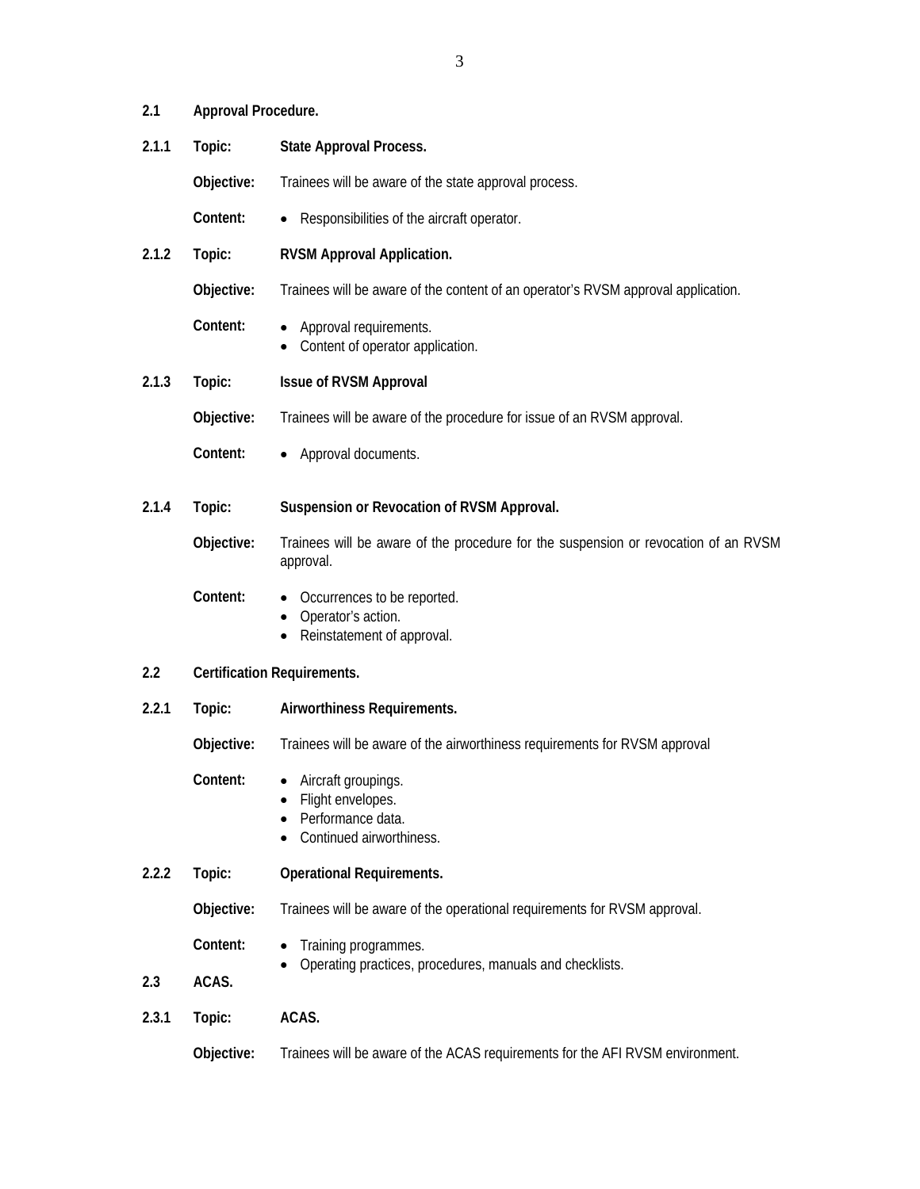## 2.1 Approval Procedure.

### 2.1.1 Topic: State Approval Process.

**Objective:** Trainees will be aware of the state approval process.

**Content:**
- Responsibilities of the aircraft operator.

### 2.1.2 Topic: RVSM Approval Application.

**Objective:** Trainees will be aware of the content of an operator's RVSM approval application.

**Content:**
- Approval requirements.
- Content of operator application.

### 2.1.3 Topic: Issue of RVSM Approval

**Objective:** Trainees will be aware of the procedure for issue of an RVSM approval.

**Content:**
- Approval documents.

### 2.1.4 Topic: Suspension or Revocation of RVSM Approval.

**Objective:** Trainees will be aware of the procedure for the suspension or revocation of an RVSM approval.

**Content:**
- Occurrences to be reported.
- Operator's action.
- Reinstatement of approval.

## 2.2 Certification Requirements.

### 2.2.1 Topic: Airworthiness Requirements.

**Objective:** Trainees will be aware of the airworthiness requirements for RVSM approval

**Content:**
- Aircraft groupings.
- Flight envelopes.
- Performance data.
- Continued airworthiness.

### 2.2.2 Topic: Operational Requirements.

**Objective:** Trainees will be aware of the operational requirements for RVSM approval.

**Content:**
- Training programmes.
- Operating practices, procedures, manuals and checklists.

## 2.3 ACAS.

### 2.3.1 Topic: ACAS.

**Objective:** Trainees will be aware of the ACAS requirements for the AFI RVSM environment.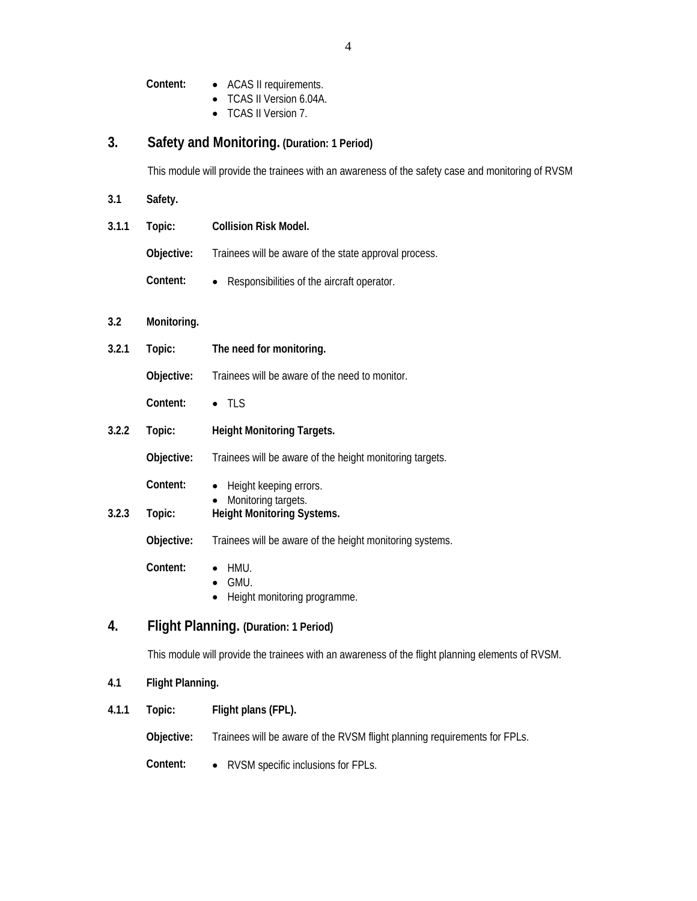**Content:**
- ACAS II requirements.
- TCAS II Version 6.04A.
- TCAS II Version 7.

## 3. Safety and Monitoring. (Duration: 1 Period)

This module will provide the trainees with an awareness of the safety case and monitoring of RVSM

**3.1 Safety.**

**3.1.1 Topic:** **Collision Risk Model.**

**Objective:** Trainees will be aware of the state approval process.

**Content:**
- Responsibilities of the aircraft operator.

**3.2 Monitoring.**

**3.2.1 Topic:** **The need for monitoring.**

**Objective:** Trainees will be aware of the need to monitor.

**Content:**
- TLS

**3.2.2 Topic:** **Height Monitoring Targets.**

**Objective:** Trainees will be aware of the height monitoring targets.

**Content:**
- Height keeping errors.
- Monitoring targets.

**3.2.3 Topic:** **Height Monitoring Systems.**

**Objective:** Trainees will be aware of the height monitoring systems.

**Content:**
- HMU.
- GMU.
- Height monitoring programme.

## 4. Flight Planning. (Duration: 1 Period)

This module will provide the trainees with an awareness of the flight planning elements of RVSM.

**4.1 Flight Planning.**

**4.1.1 Topic:** **Flight plans (FPL).**

**Objective:** Trainees will be aware of the RVSM flight planning requirements for FPLs.

**Content:**
- RVSM specific inclusions for FPLs.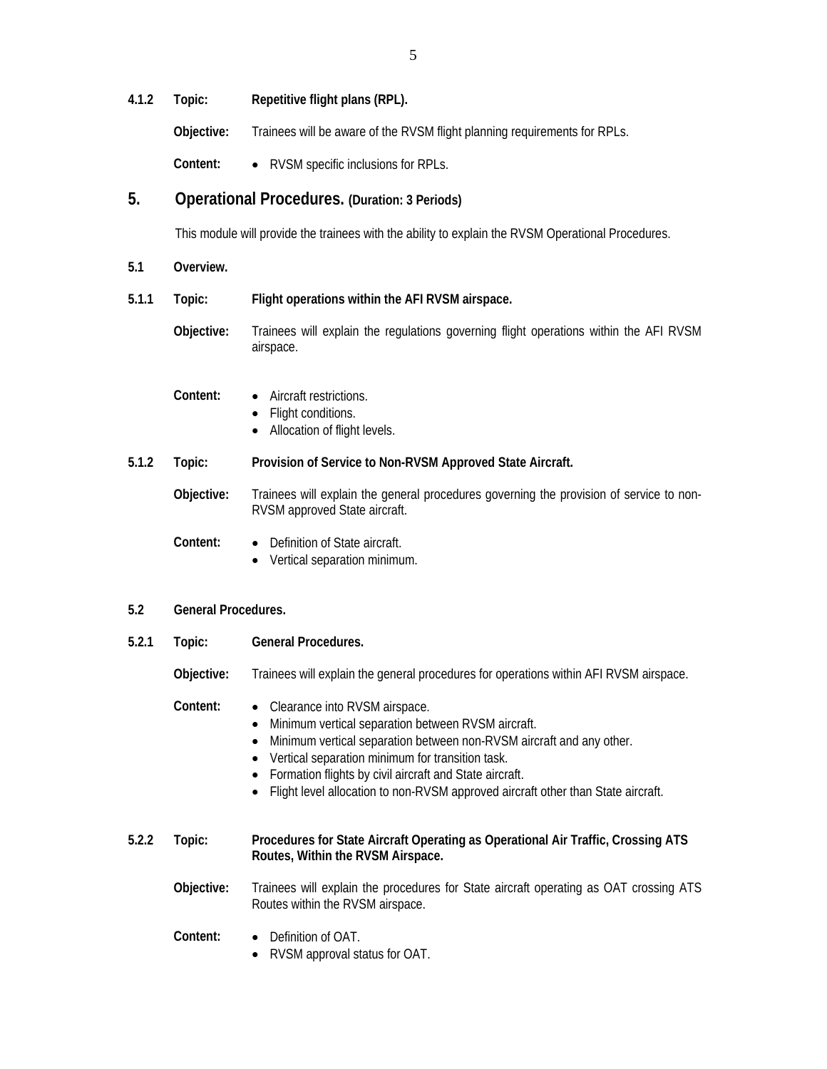**4.1.2 Topic: Repetitive flight plans (RPL).**

**Objective:** Trainees will be aware of the RVSM flight planning requirements for RPLs.

**Content:**
- RVSM specific inclusions for RPLs.

## 5. Operational Procedures. (Duration: 3 Periods)

This module will provide the trainees with the ability to explain the RVSM Operational Procedures.

### 5.1 Overview.

**5.1.1 Topic: Flight operations within the AFI RVSM airspace.**

**Objective:** Trainees will explain the regulations governing flight operations within the AFI RVSM airspace.

**Content:**
- Aircraft restrictions.
- Flight conditions.
- Allocation of flight levels.

**5.1.2 Topic: Provision of Service to Non-RVSM Approved State Aircraft.**

**Objective:** Trainees will explain the general procedures governing the provision of service to non-RVSM approved State aircraft.

**Content:**
- Definition of State aircraft.
- Vertical separation minimum.

### 5.2 General Procedures.

**5.2.1 Topic: General Procedures.**

**Objective:** Trainees will explain the general procedures for operations within AFI RVSM airspace.

**Content:**
- Clearance into RVSM airspace.
- Minimum vertical separation between RVSM aircraft.
- Minimum vertical separation between non-RVSM aircraft and any other.
- Vertical separation minimum for transition task.
- Formation flights by civil aircraft and State aircraft.
- Flight level allocation to non-RVSM approved aircraft other than State aircraft.

**5.2.2 Topic: Procedures for State Aircraft Operating as Operational Air Traffic, Crossing ATS Routes, Within the RVSM Airspace.**

**Objective:** Trainees will explain the procedures for State aircraft operating as OAT crossing ATS Routes within the RVSM airspace.

**Content:**
- Definition of OAT.
- RVSM approval status for OAT.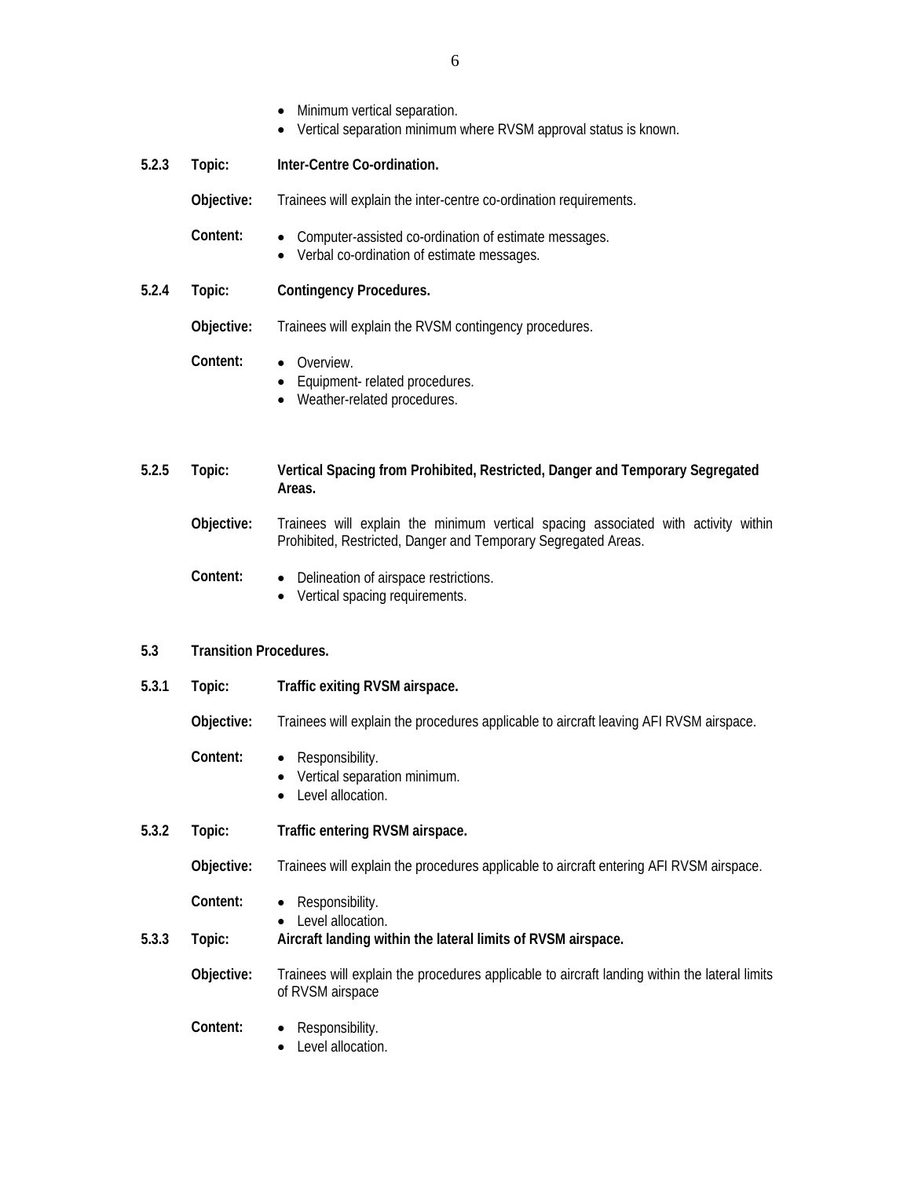- Minimum vertical separation.
- Vertical separation minimum where RVSM approval status is known.

**5.2.3 Topic: Inter-Centre Co-ordination.**

**Objective:** Trainees will explain the inter-centre co-ordination requirements.

**Content:**
- Computer-assisted co-ordination of estimate messages.
- Verbal co-ordination of estimate messages.

**5.2.4 Topic: Contingency Procedures.**

**Objective:** Trainees will explain the RVSM contingency procedures.

**Content:**
- Overview.
- Equipment- related procedures.
- Weather-related procedures.

**5.2.5 Topic: Vertical Spacing from Prohibited, Restricted, Danger and Temporary Segregated Areas.**

**Objective:** Trainees will explain the minimum vertical spacing associated with activity within Prohibited, Restricted, Danger and Temporary Segregated Areas.

**Content:**
- Delineation of airspace restrictions.
- Vertical spacing requirements.

**5.3 Transition Procedures.**

**5.3.1 Topic: Traffic exiting RVSM airspace.**

**Objective:** Trainees will explain the procedures applicable to aircraft leaving AFI RVSM airspace.

**Content:**
- Responsibility.
- Vertical separation minimum.
- Level allocation.

**5.3.2 Topic: Traffic entering RVSM airspace.**

**Objective:** Trainees will explain the procedures applicable to aircraft entering AFI RVSM airspace.

**Content:**
- Responsibility.
- Level allocation.

**5.3.3 Topic: Aircraft landing within the lateral limits of RVSM airspace.**

**Objective:** Trainees will explain the procedures applicable to aircraft landing within the lateral limits of RVSM airspace

**Content:**
- Responsibility.
- Level allocation.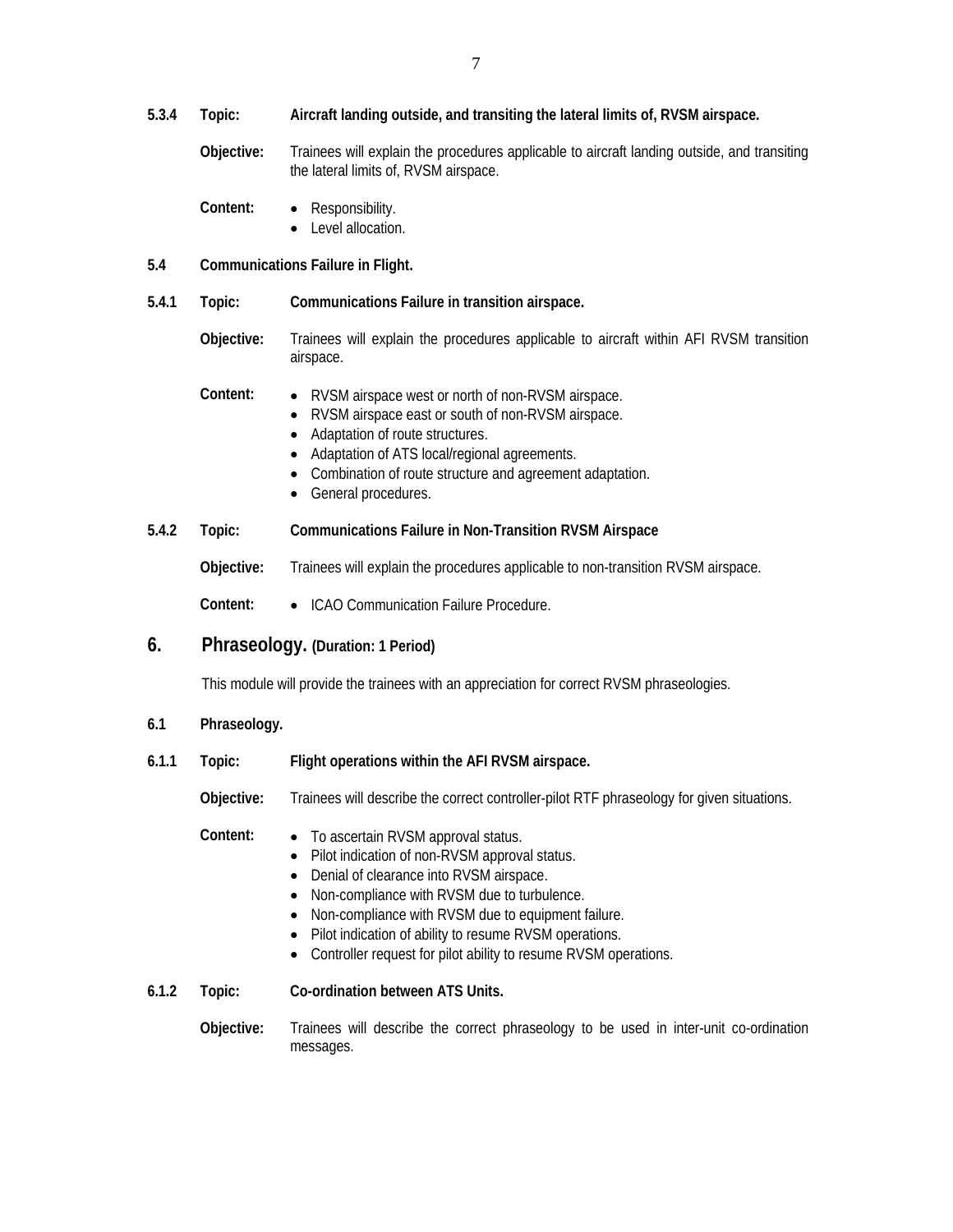**5.3.4 Topic: Aircraft landing outside, and transiting the lateral limits of, RVSM airspace.**

**Objective:** Trainees will explain the procedures applicable to aircraft landing outside, and transiting the lateral limits of, RVSM airspace.

**Content:**

- Responsibility.
- Level allocation.

**5.4 Communications Failure in Flight.**

**5.4.1 Topic: Communications Failure in transition airspace.**

**Objective:** Trainees will explain the procedures applicable to aircraft within AFI RVSM transition airspace.

**Content:**

- RVSM airspace west or north of non-RVSM airspace.
- RVSM airspace east or south of non-RVSM airspace.
- Adaptation of route structures.
- Adaptation of ATS local/regional agreements.
- Combination of route structure and agreement adaptation.
- General procedures.

**5.4.2 Topic: Communications Failure in Non-Transition RVSM Airspace**

**Objective:** Trainees will explain the procedures applicable to non-transition RVSM airspace.

**Content:**

- ICAO Communication Failure Procedure.

## 6. Phraseology. (Duration: 1 Period)

This module will provide the trainees with an appreciation for correct RVSM phraseologies.

**6.1 Phraseology.**

**6.1.1 Topic: Flight operations within the AFI RVSM airspace.**

**Objective:** Trainees will describe the correct controller-pilot RTF phraseology for given situations.

**Content:**

- To ascertain RVSM approval status.
- Pilot indication of non-RVSM approval status.
- Denial of clearance into RVSM airspace.
- Non-compliance with RVSM due to turbulence.
- Non-compliance with RVSM due to equipment failure.
- Pilot indication of ability to resume RVSM operations.
- Controller request for pilot ability to resume RVSM operations.

**6.1.2 Topic: Co-ordination between ATS Units.**

**Objective:** Trainees will describe the correct phraseology to be used in inter-unit co-ordination messages.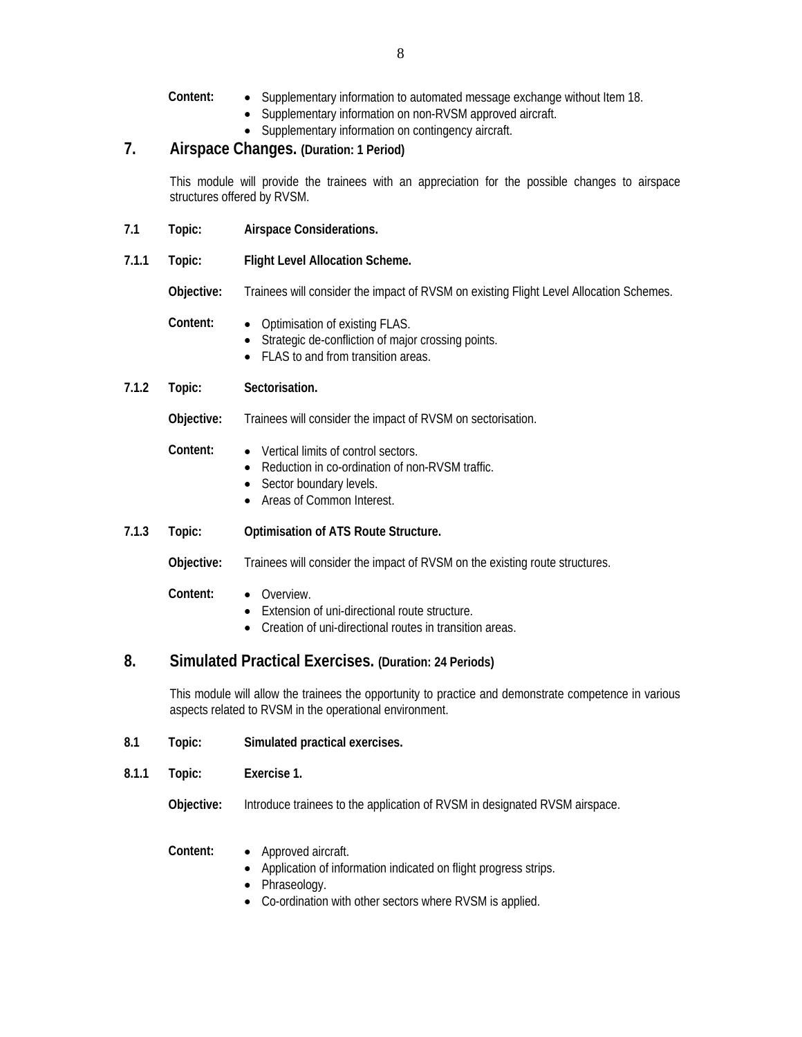**Content:**
- Supplementary information to automated message exchange without Item 18.
- Supplementary information on non-RVSM approved aircraft.
- Supplementary information on contingency aircraft.

## 7. Airspace Changes. (Duration: 1 Period)

This module will provide the trainees with an appreciation for the possible changes to airspace structures offered by RVSM.

**7.1 Topic: Airspace Considerations.**

**7.1.1 Topic: Flight Level Allocation Scheme.**

**Objective:** Trainees will consider the impact of RVSM on existing Flight Level Allocation Schemes.

**Content:**
- Optimisation of existing FLAS.
- Strategic de-confliction of major crossing points.
- FLAS to and from transition areas.

**7.1.2 Topic: Sectorisation.**

**Objective:** Trainees will consider the impact of RVSM on sectorisation.

**Content:**
- Vertical limits of control sectors.
- Reduction in co-ordination of non-RVSM traffic.
- Sector boundary levels.
- Areas of Common Interest.

**7.1.3 Topic: Optimisation of ATS Route Structure.**

**Objective:** Trainees will consider the impact of RVSM on the existing route structures.

**Content:**
- Overview.
- Extension of uni-directional route structure.
- Creation of uni-directional routes in transition areas.

## 8. Simulated Practical Exercises. (Duration: 24 Periods)

This module will allow the trainees the opportunity to practice and demonstrate competence in various aspects related to RVSM in the operational environment.

**8.1 Topic: Simulated practical exercises.**

**8.1.1 Topic: Exercise 1.**

**Objective:** Introduce trainees to the application of RVSM in designated RVSM airspace.

**Content:**
- Approved aircraft.
- Application of information indicated on flight progress strips.
- Phraseology.
- Co-ordination with other sectors where RVSM is applied.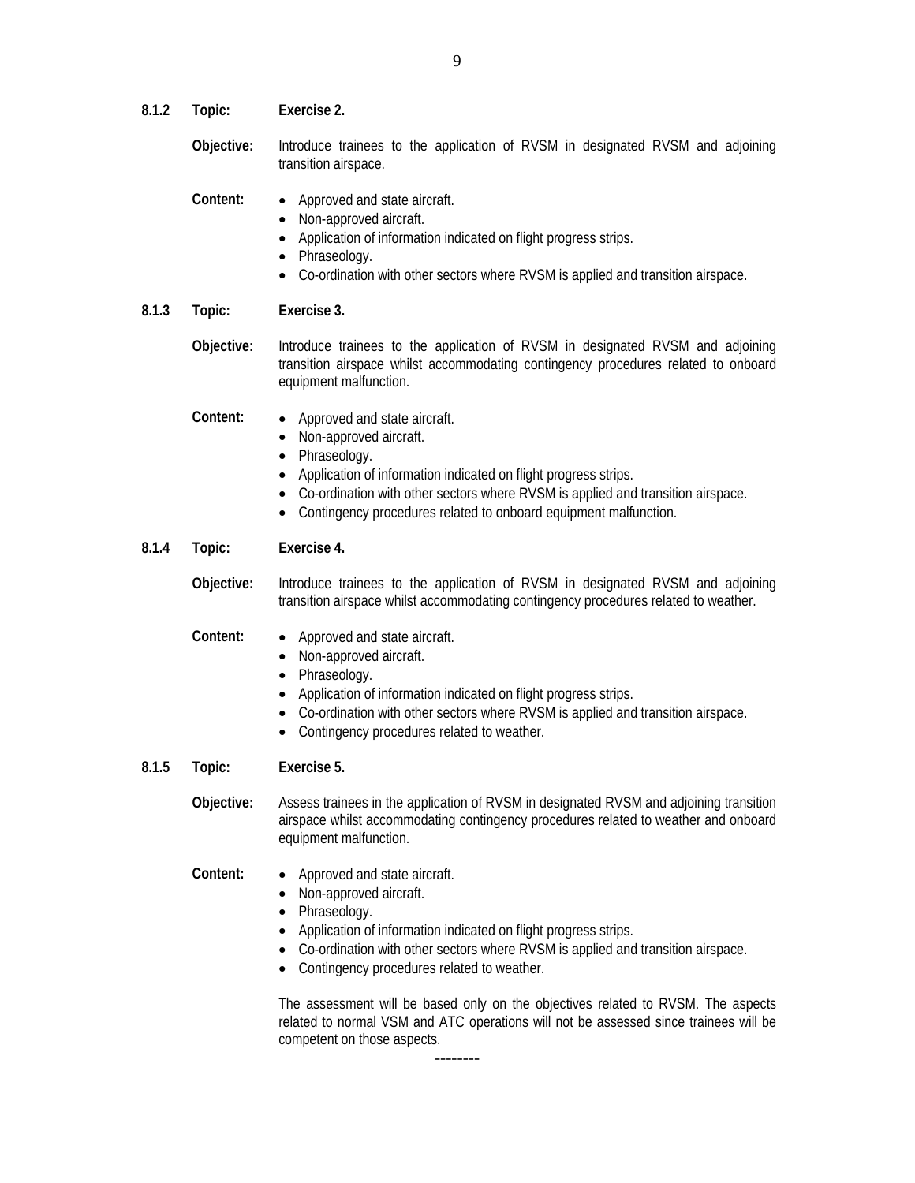**8.1.2 Topic: Exercise 2.**

**Objective:** Introduce trainees to the application of RVSM in designated RVSM and adjoining transition airspace.

**Content:**

- Approved and state aircraft.
- Non-approved aircraft.
- Application of information indicated on flight progress strips.
- Phraseology.
- Co-ordination with other sectors where RVSM is applied and transition airspace.

**8.1.3 Topic: Exercise 3.**

**Objective:** Introduce trainees to the application of RVSM in designated RVSM and adjoining transition airspace whilst accommodating contingency procedures related to onboard equipment malfunction.

**Content:**

- Approved and state aircraft.
- Non-approved aircraft.
- Phraseology.
- Application of information indicated on flight progress strips.
- Co-ordination with other sectors where RVSM is applied and transition airspace.
- Contingency procedures related to onboard equipment malfunction.

**8.1.4 Topic: Exercise 4.**

**Objective:** Introduce trainees to the application of RVSM in designated RVSM and adjoining transition airspace whilst accommodating contingency procedures related to weather.

**Content:**

- Approved and state aircraft.
- Non-approved aircraft.
- Phraseology.
- Application of information indicated on flight progress strips.
- Co-ordination with other sectors where RVSM is applied and transition airspace.
- Contingency procedures related to weather.

**8.1.5 Topic: Exercise 5.**

**Objective:** Assess trainees in the application of RVSM in designated RVSM and adjoining transition airspace whilst accommodating contingency procedures related to weather and onboard equipment malfunction.

**Content:**

- Approved and state aircraft.
- Non-approved aircraft.
- Phraseology.
- Application of information indicated on flight progress strips.
- Co-ordination with other sectors where RVSM is applied and transition airspace.
- Contingency procedures related to weather.

The assessment will be based only on the objectives related to RVSM. The aspects related to normal VSM and ATC operations will not be assessed since trainees will be competent on those aspects.

--------